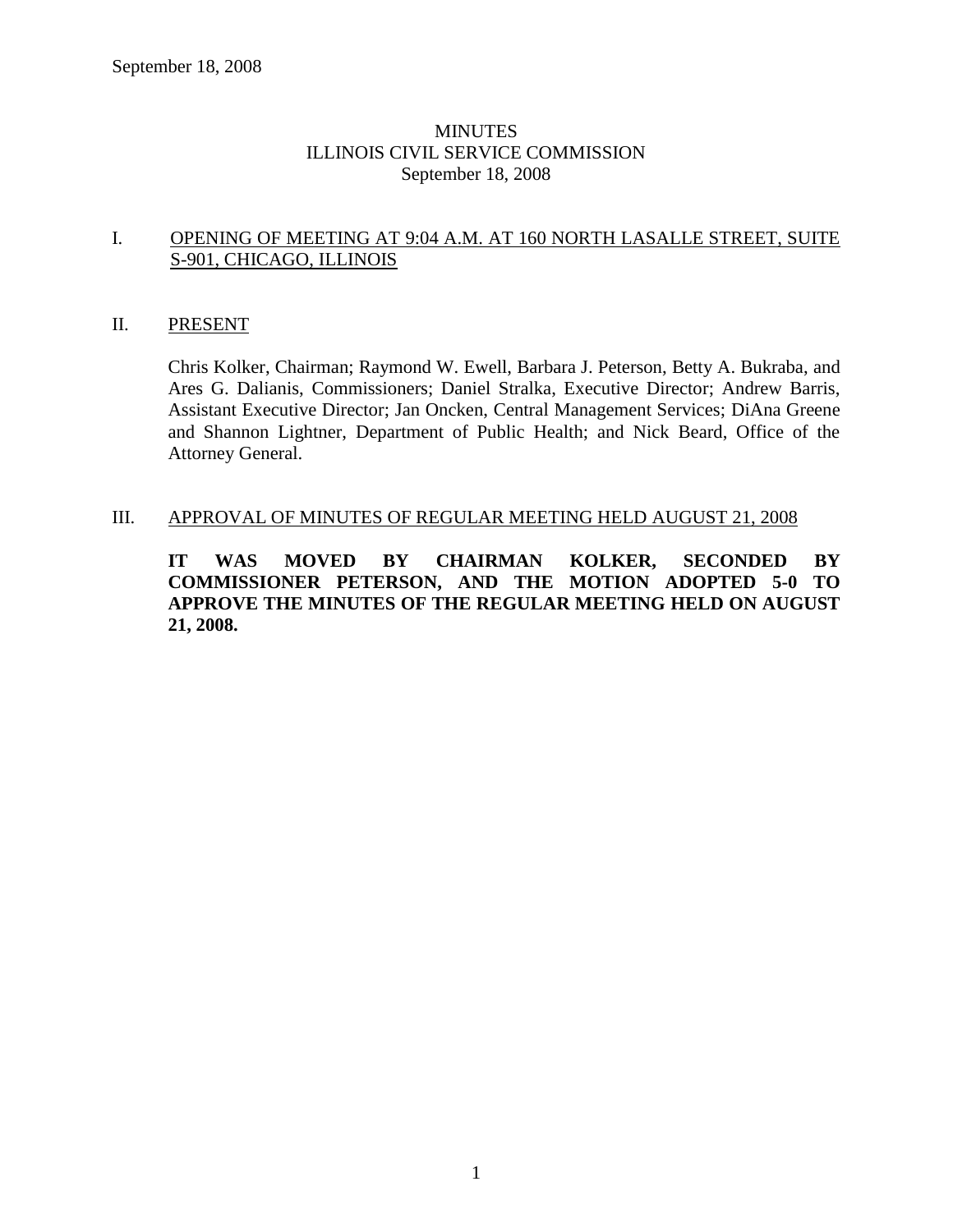# MINUTES
# ILLINOIS CIVIL SERVICE COMMISSION
# September 18, 2008

## I. OPENING OF MEETING AT 9:04 A.M. AT 160 NORTH LASALLE STREET, SUITE S-901, CHICAGO, ILLINOIS

## II. PRESENT

Chris Kolker, Chairman; Raymond W. Ewell, Barbara J. Peterson, Betty A. Bukraba, and Ares G. Dalianis, Commissioners; Daniel Stralka, Executive Director; Andrew Barris, Assistant Executive Director; Jan Oncken, Central Management Services; DiAna Greene and Shannon Lightner, Department of Public Health; and Nick Beard, Office of the Attorney General.

## III. APPROVAL OF MINUTES OF REGULAR MEETING HELD AUGUST 21, 2008

**IT WAS MOVED BY CHAIRMAN KOLKER, SECONDED BY COMMISSIONER PETERSON, AND THE MOTION ADOPTED 5-0 TO APPROVE THE MINUTES OF THE REGULAR MEETING HELD ON AUGUST 21, 2008.**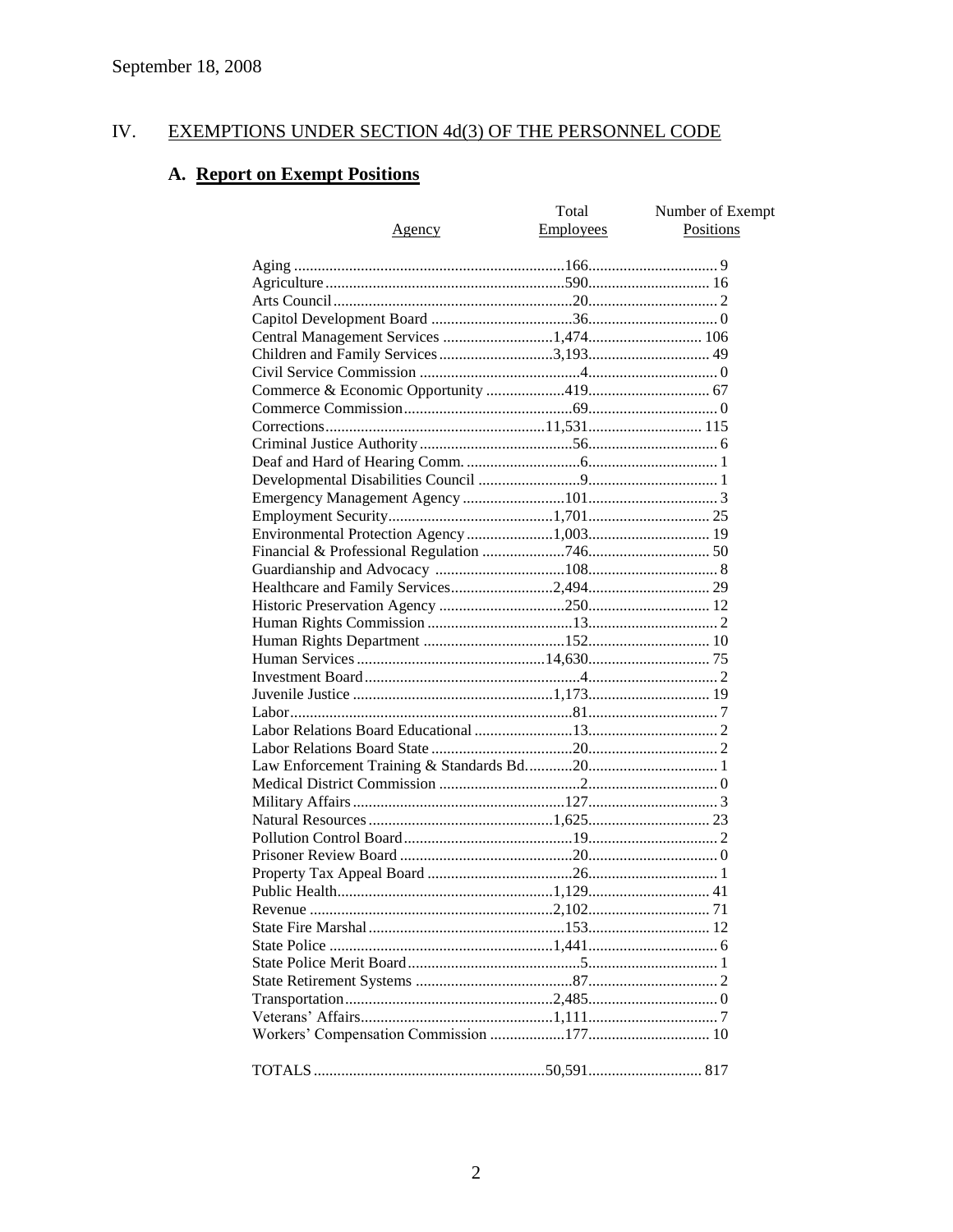September 18, 2008

## IV. EXEMPTIONS UNDER SECTION 4d(3) OF THE PERSONNEL CODE

### A. Report on Exempt Positions

| Agency | Total Employees | Number of Exempt Positions |
|---|---|---|
| Aging | 166 | 9 |
| Agriculture | 590 | 16 |
| Arts Council | 20 | 2 |
| Capitol Development Board | 36 | 0 |
| Central Management Services | 1,474 | 106 |
| Children and Family Services | 3,193 | 49 |
| Civil Service Commission | 4 | 0 |
| Commerce & Economic Opportunity | 419 | 67 |
| Commerce Commission | 69 | 0 |
| Corrections | 11,531 | 115 |
| Criminal Justice Authority | 56 | 6 |
| Deaf and Hard of Hearing Comm. | 6 | 1 |
| Developmental Disabilities Council | 9 | 1 |
| Emergency Management Agency | 101 | 3 |
| Employment Security | 1,701 | 25 |
| Environmental Protection Agency | 1,003 | 19 |
| Financial & Professional Regulation | 746 | 50 |
| Guardianship and Advocacy | 108 | 8 |
| Healthcare and Family Services | 2,494 | 29 |
| Historic Preservation Agency | 250 | 12 |
| Human Rights Commission | 13 | 2 |
| Human Rights Department | 152 | 10 |
| Human Services | 14,630 | 75 |
| Investment Board | 4 | 2 |
| Juvenile Justice | 1,173 | 19 |
| Labor | 81 | 7 |
| Labor Relations Board Educational | 13 | 2 |
| Labor Relations Board State | 20 | 2 |
| Law Enforcement Training & Standards Bd. | 20 | 1 |
| Medical District Commission | 2 | 0 |
| Military Affairs | 127 | 3 |
| Natural Resources | 1,625 | 23 |
| Pollution Control Board | 19 | 2 |
| Prisoner Review Board | 20 | 0 |
| Property Tax Appeal Board | 26 | 1 |
| Public Health | 1,129 | 41 |
| Revenue | 2,102 | 71 |
| State Fire Marshal | 153 | 12 |
| State Police | 1,441 | 6 |
| State Police Merit Board | 5 | 1 |
| State Retirement Systems | 87 | 2 |
| Transportation | 2,485 | 0 |
| Veterans' Affairs | 1,111 | 7 |
| Workers' Compensation Commission | 177 | 10 |
| TOTALS | 50,591 | 817 |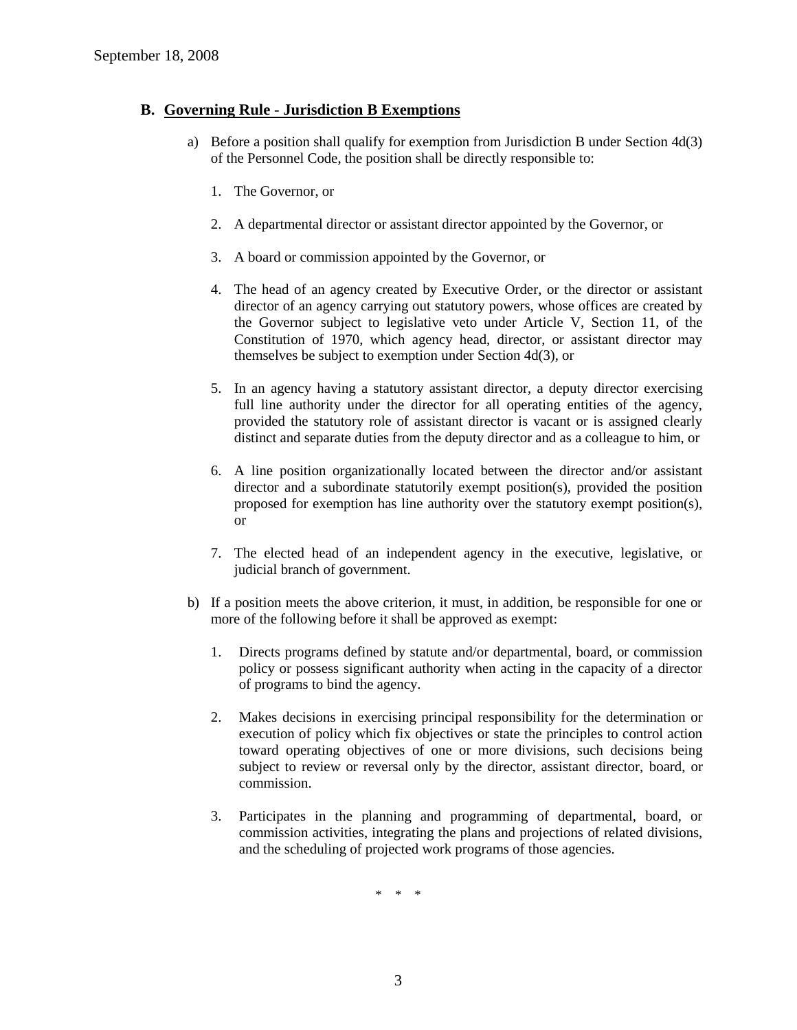## B. Governing Rule - Jurisdiction B Exemptions

a) Before a position shall qualify for exemption from Jurisdiction B under Section 4d(3) of the Personnel Code, the position shall be directly responsible to:

1. The Governor, or

2. A departmental director or assistant director appointed by the Governor, or

3. A board or commission appointed by the Governor, or

4. The head of an agency created by Executive Order, or the director or assistant director of an agency carrying out statutory powers, whose offices are created by the Governor subject to legislative veto under Article V, Section 11, of the Constitution of 1970, which agency head, director, or assistant director may themselves be subject to exemption under Section 4d(3), or

5. In an agency having a statutory assistant director, a deputy director exercising full line authority under the director for all operating entities of the agency, provided the statutory role of assistant director is vacant or is assigned clearly distinct and separate duties from the deputy director and as a colleague to him, or

6. A line position organizationally located between the director and/or assistant director and a subordinate statutorily exempt position(s), provided the position proposed for exemption has line authority over the statutory exempt position(s), or

7. The elected head of an independent agency in the executive, legislative, or judicial branch of government.

b) If a position meets the above criterion, it must, in addition, be responsible for one or more of the following before it shall be approved as exempt:

1. Directs programs defined by statute and/or departmental, board, or commission policy or possess significant authority when acting in the capacity of a director of programs to bind the agency.

2. Makes decisions in exercising principal responsibility for the determination or execution of policy which fix objectives or state the principles to control action toward operating objectives of one or more divisions, such decisions being subject to review or reversal only by the director, assistant director, board, or commission.

3. Participates in the planning and programming of departmental, board, or commission activities, integrating the plans and projections of related divisions, and the scheduling of projected work programs of those agencies.

\* \* \*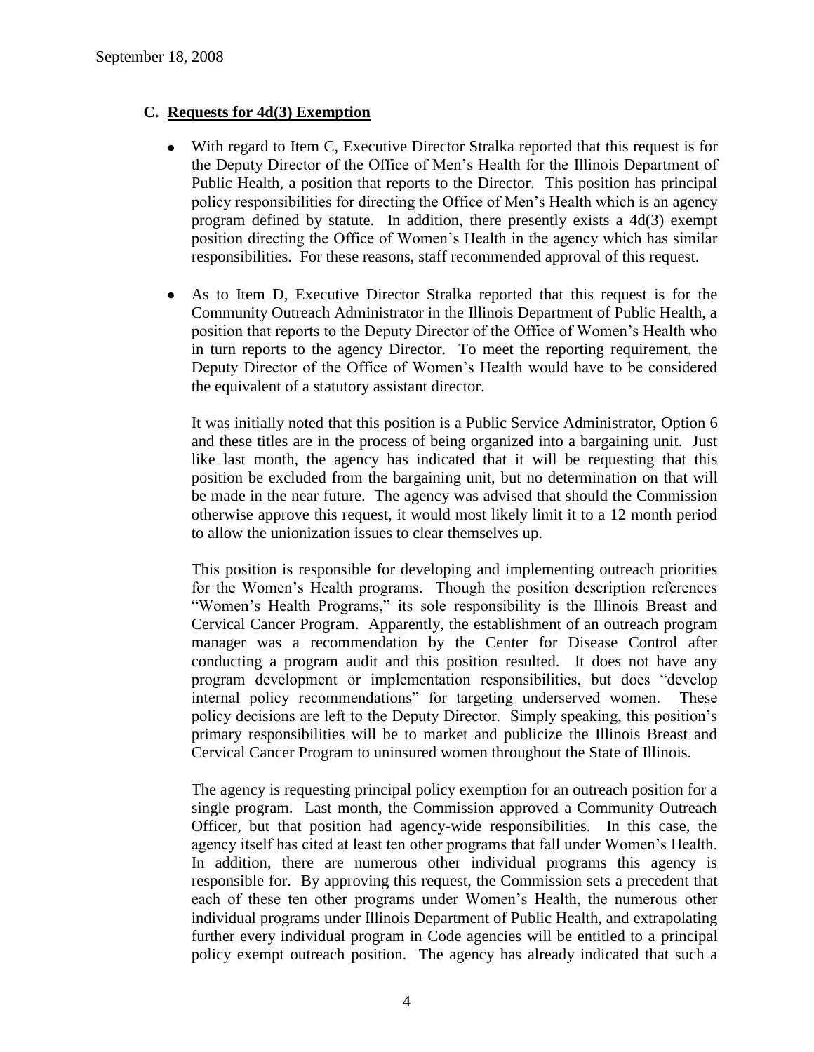### C. Requests for 4d(3) Exemption

- With regard to Item C, Executive Director Stralka reported that this request is for the Deputy Director of the Office of Men's Health for the Illinois Department of Public Health, a position that reports to the Director. This position has principal policy responsibilities for directing the Office of Men's Health which is an agency program defined by statute. In addition, there presently exists a 4d(3) exempt position directing the Office of Women's Health in the agency which has similar responsibilities. For these reasons, staff recommended approval of this request.

- As to Item D, Executive Director Stralka reported that this request is for the Community Outreach Administrator in the Illinois Department of Public Health, a position that reports to the Deputy Director of the Office of Women's Health who in turn reports to the agency Director. To meet the reporting requirement, the Deputy Director of the Office of Women's Health would have to be considered the equivalent of a statutory assistant director.

  It was initially noted that this position is a Public Service Administrator, Option 6 and these titles are in the process of being organized into a bargaining unit. Just like last month, the agency has indicated that it will be requesting that this position be excluded from the bargaining unit, but no determination on that will be made in the near future. The agency was advised that should the Commission otherwise approve this request, it would most likely limit it to a 12 month period to allow the unionization issues to clear themselves up.

  This position is responsible for developing and implementing outreach priorities for the Women's Health programs. Though the position description references "Women's Health Programs," its sole responsibility is the Illinois Breast and Cervical Cancer Program. Apparently, the establishment of an outreach program manager was a recommendation by the Center for Disease Control after conducting a program audit and this position resulted. It does not have any program development or implementation responsibilities, but does "develop internal policy recommendations" for targeting underserved women. These policy decisions are left to the Deputy Director. Simply speaking, this position's primary responsibilities will be to market and publicize the Illinois Breast and Cervical Cancer Program to uninsured women throughout the State of Illinois.

  The agency is requesting principal policy exemption for an outreach position for a single program. Last month, the Commission approved a Community Outreach Officer, but that position had agency-wide responsibilities. In this case, the agency itself has cited at least ten other programs that fall under Women's Health. In addition, there are numerous other individual programs this agency is responsible for. By approving this request, the Commission sets a precedent that each of these ten other programs under Women's Health, the numerous other individual programs under Illinois Department of Public Health, and extrapolating further every individual program in Code agencies will be entitled to a principal policy exempt outreach position. The agency has already indicated that such a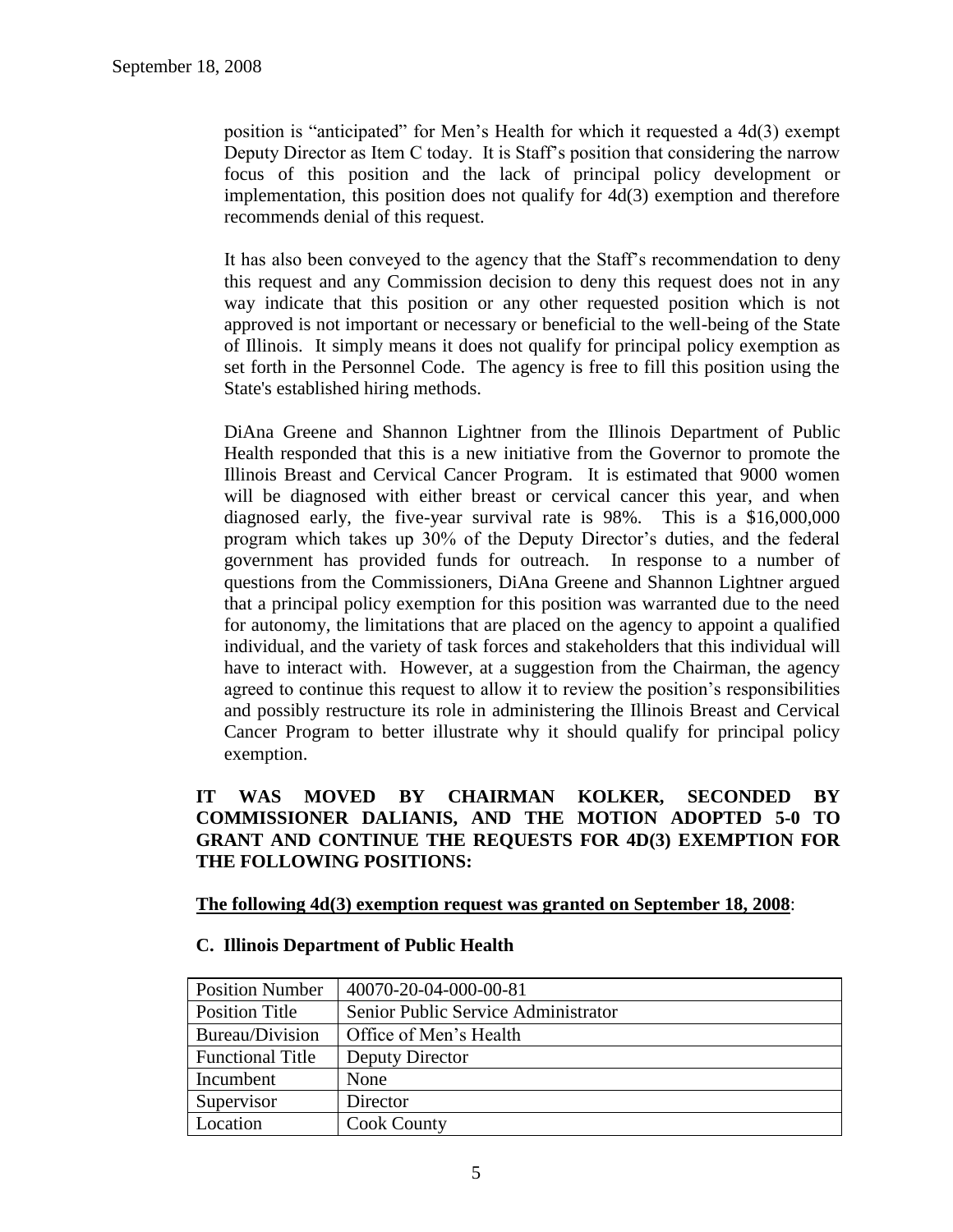position is "anticipated" for Men's Health for which it requested a 4d(3) exempt Deputy Director as Item C today. It is Staff's position that considering the narrow focus of this position and the lack of principal policy development or implementation, this position does not qualify for 4d(3) exemption and therefore recommends denial of this request.

It has also been conveyed to the agency that the Staff's recommendation to deny this request and any Commission decision to deny this request does not in any way indicate that this position or any other requested position which is not approved is not important or necessary or beneficial to the well-being of the State of Illinois. It simply means it does not qualify for principal policy exemption as set forth in the Personnel Code. The agency is free to fill this position using the State's established hiring methods.

DiAna Greene and Shannon Lightner from the Illinois Department of Public Health responded that this is a new initiative from the Governor to promote the Illinois Breast and Cervical Cancer Program. It is estimated that 9000 women will be diagnosed with either breast or cervical cancer this year, and when diagnosed early, the five-year survival rate is 98%. This is a $16,000,000 program which takes up 30% of the Deputy Director's duties, and the federal government has provided funds for outreach. In response to a number of questions from the Commissioners, DiAna Greene and Shannon Lightner argued that a principal policy exemption for this position was warranted due to the need for autonomy, the limitations that are placed on the agency to appoint a qualified individual, and the variety of task forces and stakeholders that this individual will have to interact with. However, at a suggestion from the Chairman, the agency agreed to continue this request to allow it to review the position's responsibilities and possibly restructure its role in administering the Illinois Breast and Cervical Cancer Program to better illustrate why it should qualify for principal policy exemption.

**IT WAS MOVED BY CHAIRMAN KOLKER, SECONDED BY COMMISSIONER DALIANIS, AND THE MOTION ADOPTED 5-0 TO GRANT AND CONTINUE THE REQUESTS FOR 4D(3) EXEMPTION FOR THE FOLLOWING POSITIONS:**

**The following 4d(3) exemption request was granted on September 18, 2008**:

**C. Illinois Department of Public Health**

| Position Number | 40070-20-04-000-00-81 |
|---|---|
| Position Title | Senior Public Service Administrator |
| Bureau/Division | Office of Men's Health |
| Functional Title | Deputy Director |
| Incumbent | None |
| Supervisor | Director |
| Location | Cook County |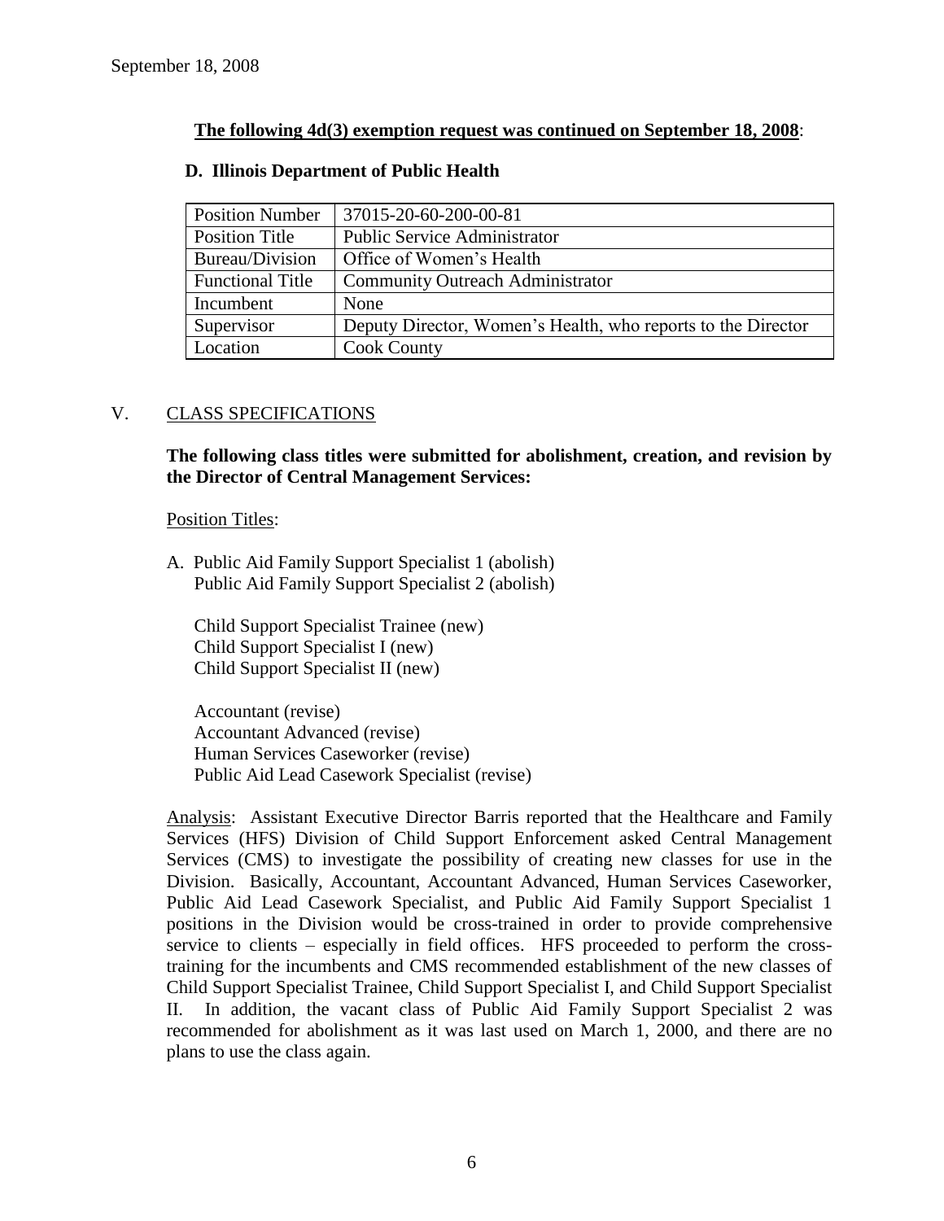**The following 4d(3) exemption request was continued on September 18, 2008**:

### D. Illinois Department of Public Health

| Position Number | 37015-20-60-200-00-81 |
|---|---|
| Position Title | Public Service Administrator |
| Bureau/Division | Office of Women's Health |
| Functional Title | Community Outreach Administrator |
| Incumbent | None |
| Supervisor | Deputy Director, Women's Health, who reports to the Director |
| Location | Cook County |

## V. CLASS SPECIFICATIONS

**The following class titles were submitted for abolishment, creation, and revision by the Director of Central Management Services:**

Position Titles:

A. Public Aid Family Support Specialist 1 (abolish)
Public Aid Family Support Specialist 2 (abolish)

Child Support Specialist Trainee (new)
Child Support Specialist I (new)
Child Support Specialist II (new)

Accountant (revise)
Accountant Advanced (revise)
Human Services Caseworker (revise)
Public Aid Lead Casework Specialist (revise)

Analysis: Assistant Executive Director Barris reported that the Healthcare and Family Services (HFS) Division of Child Support Enforcement asked Central Management Services (CMS) to investigate the possibility of creating new classes for use in the Division. Basically, Accountant, Accountant Advanced, Human Services Caseworker, Public Aid Lead Casework Specialist, and Public Aid Family Support Specialist 1 positions in the Division would be cross-trained in order to provide comprehensive service to clients – especially in field offices. HFS proceeded to perform the cross-training for the incumbents and CMS recommended establishment of the new classes of Child Support Specialist Trainee, Child Support Specialist I, and Child Support Specialist II. In addition, the vacant class of Public Aid Family Support Specialist 2 was recommended for abolishment as it was last used on March 1, 2000, and there are no plans to use the class again.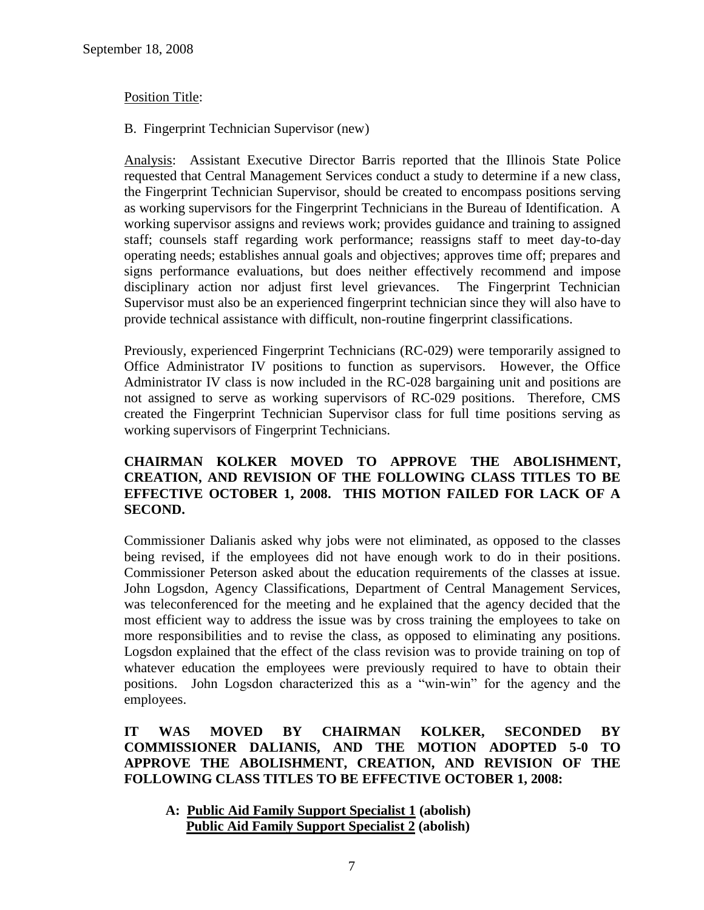Position Title:

B. Fingerprint Technician Supervisor (new)

Analysis: Assistant Executive Director Barris reported that the Illinois State Police requested that Central Management Services conduct a study to determine if a new class, the Fingerprint Technician Supervisor, should be created to encompass positions serving as working supervisors for the Fingerprint Technicians in the Bureau of Identification. A working supervisor assigns and reviews work; provides guidance and training to assigned staff; counsels staff regarding work performance; reassigns staff to meet day-to-day operating needs; establishes annual goals and objectives; approves time off; prepares and signs performance evaluations, but does neither effectively recommend and impose disciplinary action nor adjust first level grievances. The Fingerprint Technician Supervisor must also be an experienced fingerprint technician since they will also have to provide technical assistance with difficult, non-routine fingerprint classifications.

Previously, experienced Fingerprint Technicians (RC-029) were temporarily assigned to Office Administrator IV positions to function as supervisors. However, the Office Administrator IV class is now included in the RC-028 bargaining unit and positions are not assigned to serve as working supervisors of RC-029 positions. Therefore, CMS created the Fingerprint Technician Supervisor class for full time positions serving as working supervisors of Fingerprint Technicians.

**CHAIRMAN KOLKER MOVED TO APPROVE THE ABOLISHMENT, CREATION, AND REVISION OF THE FOLLOWING CLASS TITLES TO BE EFFECTIVE OCTOBER 1, 2008. THIS MOTION FAILED FOR LACK OF A SECOND.**

Commissioner Dalianis asked why jobs were not eliminated, as opposed to the classes being revised, if the employees did not have enough work to do in their positions. Commissioner Peterson asked about the education requirements of the classes at issue. John Logsdon, Agency Classifications, Department of Central Management Services, was teleconferenced for the meeting and he explained that the agency decided that the most efficient way to address the issue was by cross training the employees to take on more responsibilities and to revise the class, as opposed to eliminating any positions. Logsdon explained that the effect of the class revision was to provide training on top of whatever education the employees were previously required to have to obtain their positions. John Logsdon characterized this as a "win-win" for the agency and the employees.

**IT WAS MOVED BY CHAIRMAN KOLKER, SECONDED BY COMMISSIONER DALIANIS, AND THE MOTION ADOPTED 5-0 TO APPROVE THE ABOLISHMENT, CREATION, AND REVISION OF THE FOLLOWING CLASS TITLES TO BE EFFECTIVE OCTOBER 1, 2008:**

**A: Public Aid Family Support Specialist 1 (abolish)**
**Public Aid Family Support Specialist 2 (abolish)**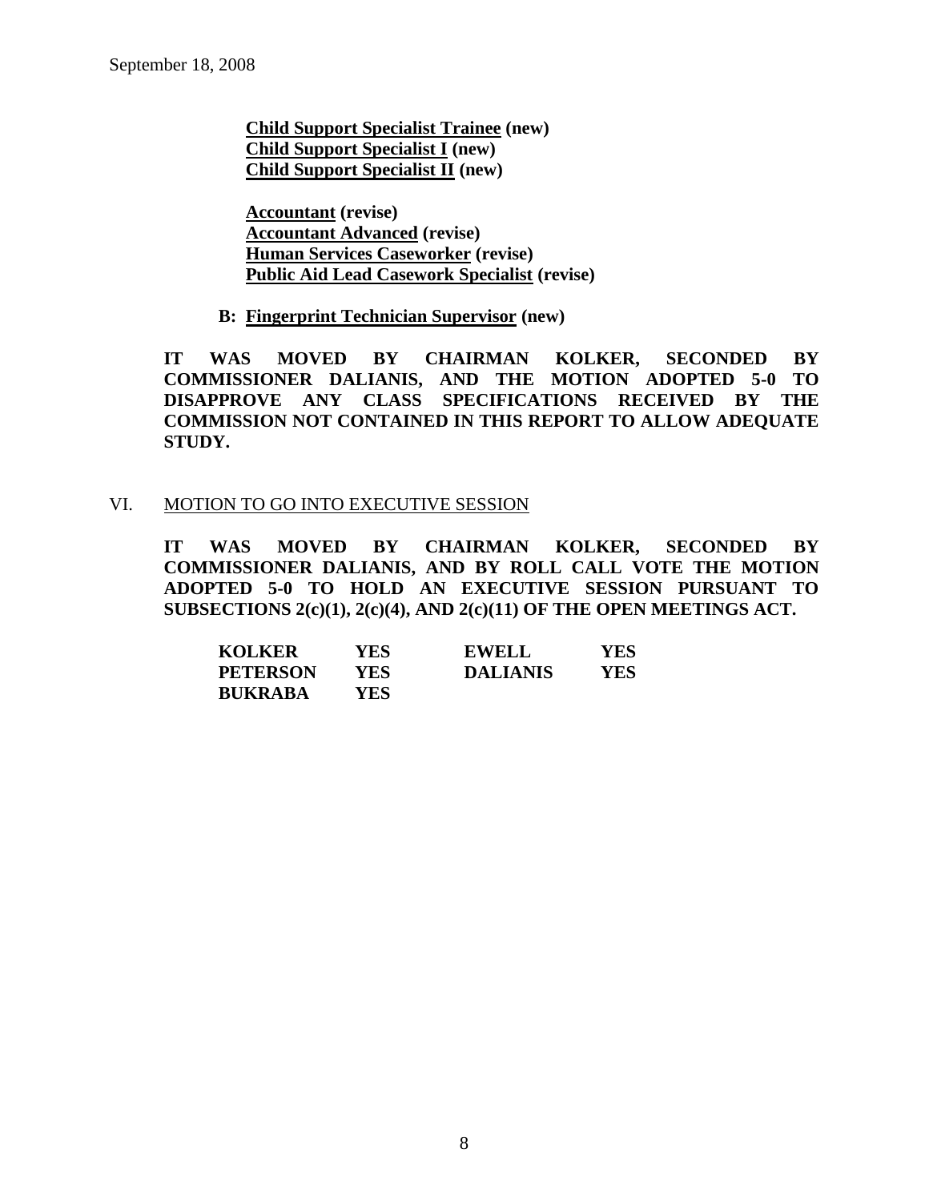September 18, 2008

**Child Support Specialist Trainee (new)**
**Child Support Specialist I (new)**
**Child Support Specialist II (new)**

**Accountant (revise)**
**Accountant Advanced (revise)**
**Human Services Caseworker (revise)**
**Public Aid Lead Casework Specialist (revise)**

**B: Fingerprint Technician Supervisor (new)**

**IT WAS MOVED BY CHAIRMAN KOLKER, SECONDED BY COMMISSIONER DALIANIS, AND THE MOTION ADOPTED 5-0 TO DISAPPROVE ANY CLASS SPECIFICATIONS RECEIVED BY THE COMMISSION NOT CONTAINED IN THIS REPORT TO ALLOW ADEQUATE STUDY.**

VI. MOTION TO GO INTO EXECUTIVE SESSION

**IT WAS MOVED BY CHAIRMAN KOLKER, SECONDED BY COMMISSIONER DALIANIS, AND BY ROLL CALL VOTE THE MOTION ADOPTED 5-0 TO HOLD AN EXECUTIVE SESSION PURSUANT TO SUBSECTIONS 2(c)(1), 2(c)(4), AND 2(c)(11) OF THE OPEN MEETINGS ACT.**

| | | | |
|---|---|---|---|
| **KOLKER** | **YES** | **EWELL** | **YES** |
| **PETERSON** | **YES** | **DALIANIS** | **YES** |
| **BUKRABA** | **YES** | | |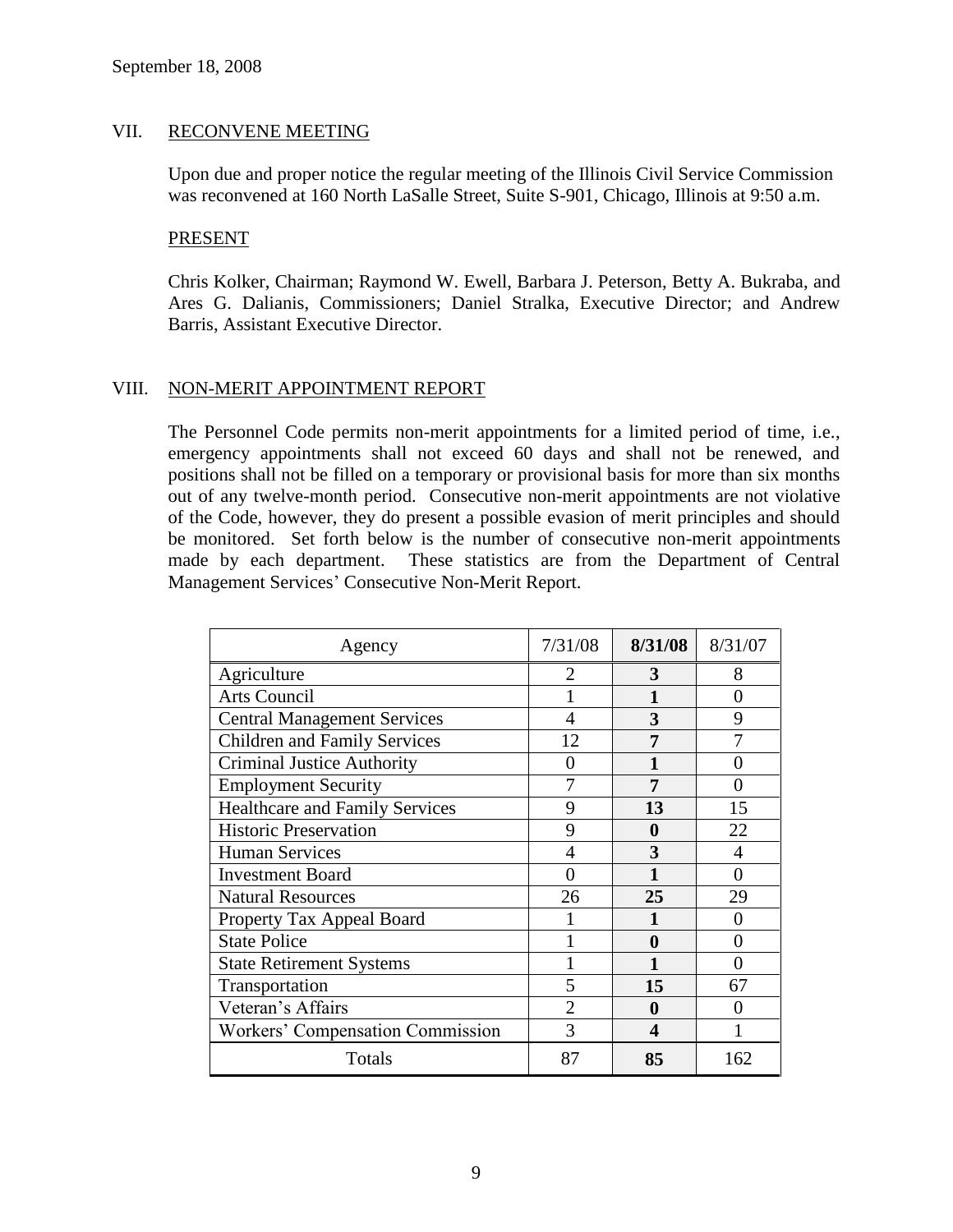September 18, 2008

## VII. RECONVENE MEETING

Upon due and proper notice the regular meeting of the Illinois Civil Service Commission was reconvened at 160 North LaSalle Street, Suite S-901, Chicago, Illinois at 9:50 a.m.

### PRESENT

Chris Kolker, Chairman; Raymond W. Ewell, Barbara J. Peterson, Betty A. Bukraba, and Ares G. Dalianis, Commissioners; Daniel Stralka, Executive Director; and Andrew Barris, Assistant Executive Director.

## VIII. NON-MERIT APPOINTMENT REPORT

The Personnel Code permits non-merit appointments for a limited period of time, i.e., emergency appointments shall not exceed 60 days and shall not be renewed, and positions shall not be filled on a temporary or provisional basis for more than six months out of any twelve-month period. Consecutive non-merit appointments are not violative of the Code, however, they do present a possible evasion of merit principles and should be monitored. Set forth below is the number of consecutive non-merit appointments made by each department. These statistics are from the Department of Central Management Services' Consecutive Non-Merit Report.

| Agency | 7/31/08 | **8/31/08** | 8/31/07 |
|---|---|---|---|
| Agriculture | 2 | **3** | 8 |
| Arts Council | 1 | **1** | 0 |
| Central Management Services | 4 | **3** | 9 |
| Children and Family Services | 12 | **7** | 7 |
| Criminal Justice Authority | 0 | **1** | 0 |
| Employment Security | 7 | **7** | 0 |
| Healthcare and Family Services | 9 | **13** | 15 |
| Historic Preservation | 9 | **0** | 22 |
| Human Services | 4 | **3** | 4 |
| Investment Board | 0 | **1** | 0 |
| Natural Resources | 26 | **25** | 29 |
| Property Tax Appeal Board | 1 | **1** | 0 |
| State Police | 1 | **0** | 0 |
| State Retirement Systems | 1 | **1** | 0 |
| Transportation | 5 | **15** | 67 |
| Veteran's Affairs | 2 | **0** | 0 |
| Workers' Compensation Commission | 3 | **4** | 1 |
| Totals | 87 | **85** | 162 |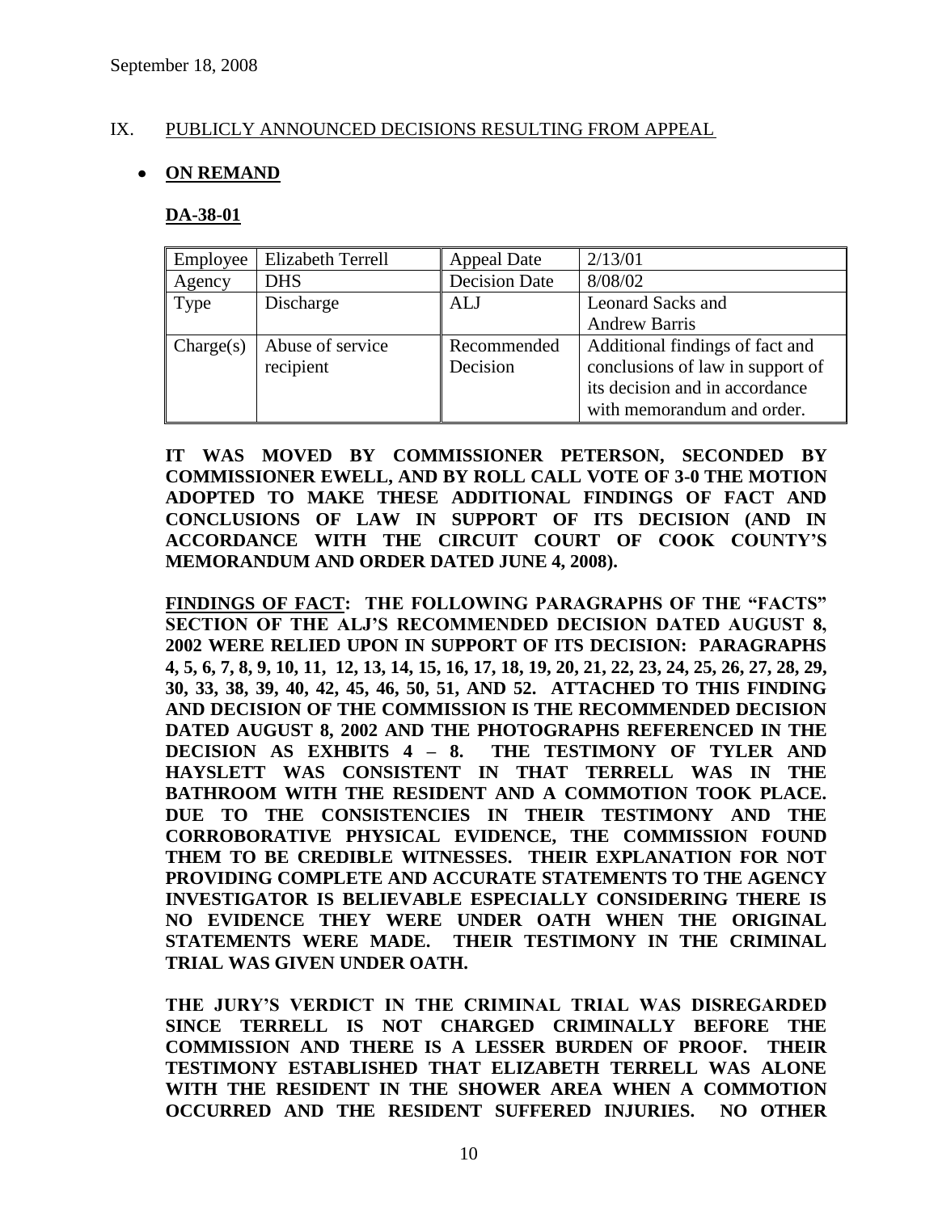September 18, 2008

IX. PUBLICLY ANNOUNCED DECISIONS RESULTING FROM APPEAL

- **ON REMAND**

**DA-38-01**

| Employee | Elizabeth Terrell | Appeal Date | 2/13/01 |
|---|---|---|---|
| Agency | DHS | Decision Date | 8/08/02 |
| Type | Discharge | ALJ | Leonard Sacks and Andrew Barris |
| Charge(s) | Abuse of service recipient | Recommended Decision | Additional findings of fact and conclusions of law in support of its decision and in accordance with memorandum and order. |

**IT WAS MOVED BY COMMISSIONER PETERSON, SECONDED BY COMMISSIONER EWELL, AND BY ROLL CALL VOTE OF 3-0 THE MOTION ADOPTED TO MAKE THESE ADDITIONAL FINDINGS OF FACT AND CONCLUSIONS OF LAW IN SUPPORT OF ITS DECISION (AND IN ACCORDANCE WITH THE CIRCUIT COURT OF COOK COUNTY'S MEMORANDUM AND ORDER DATED JUNE 4, 2008).**

**FINDINGS OF FACT: THE FOLLOWING PARAGRAPHS OF THE "FACTS" SECTION OF THE ALJ'S RECOMMENDED DECISION DATED AUGUST 8, 2002 WERE RELIED UPON IN SUPPORT OF ITS DECISION: PARAGRAPHS 4, 5, 6, 7, 8, 9, 10, 11, 12, 13, 14, 15, 16, 17, 18, 19, 20, 21, 22, 23, 24, 25, 26, 27, 28, 29, 30, 33, 38, 39, 40, 42, 45, 46, 50, 51, AND 52. ATTACHED TO THIS FINDING AND DECISION OF THE COMMISSION IS THE RECOMMENDED DECISION DATED AUGUST 8, 2002 AND THE PHOTOGRAPHS REFERENCED IN THE DECISION AS EXHBITS 4 – 8. THE TESTIMONY OF TYLER AND HAYSLETT WAS CONSISTENT IN THAT TERRELL WAS IN THE BATHROOM WITH THE RESIDENT AND A COMMOTION TOOK PLACE. DUE TO THE CONSISTENCIES IN THEIR TESTIMONY AND THE CORROBORATIVE PHYSICAL EVIDENCE, THE COMMISSION FOUND THEM TO BE CREDIBLE WITNESSES. THEIR EXPLANATION FOR NOT PROVIDING COMPLETE AND ACCURATE STATEMENTS TO THE AGENCY INVESTIGATOR IS BELIEVABLE ESPECIALLY CONSIDERING THERE IS NO EVIDENCE THEY WERE UNDER OATH WHEN THE ORIGINAL STATEMENTS WERE MADE. THEIR TESTIMONY IN THE CRIMINAL TRIAL WAS GIVEN UNDER OATH.**

**THE JURY'S VERDICT IN THE CRIMINAL TRIAL WAS DISREGARDED SINCE TERRELL IS NOT CHARGED CRIMINALLY BEFORE THE COMMISSION AND THERE IS A LESSER BURDEN OF PROOF. THEIR TESTIMONY ESTABLISHED THAT ELIZABETH TERRELL WAS ALONE WITH THE RESIDENT IN THE SHOWER AREA WHEN A COMMOTION OCCURRED AND THE RESIDENT SUFFERED INJURIES. NO OTHER**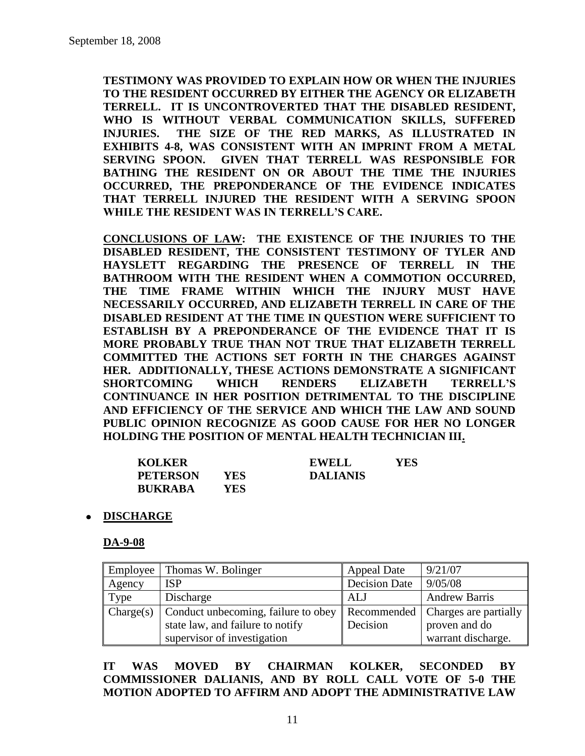**TESTIMONY WAS PROVIDED TO EXPLAIN HOW OR WHEN THE INJURIES TO THE RESIDENT OCCURRED BY EITHER THE AGENCY OR ELIZABETH TERRELL. IT IS UNCONTROVERTED THAT THE DISABLED RESIDENT, WHO IS WITHOUT VERBAL COMMUNICATION SKILLS, SUFFERED INJURIES. THE SIZE OF THE RED MARKS, AS ILLUSTRATED IN EXHIBITS 4-8, WAS CONSISTENT WITH AN IMPRINT FROM A METAL SERVING SPOON. GIVEN THAT TERRELL WAS RESPONSIBLE FOR BATHING THE RESIDENT ON OR ABOUT THE TIME THE INJURIES OCCURRED, THE PREPONDERANCE OF THE EVIDENCE INDICATES THAT TERRELL INJURED THE RESIDENT WITH A SERVING SPOON WHILE THE RESIDENT WAS IN TERRELL'S CARE.**

**<u>CONCLUSIONS OF LAW</u>: THE EXISTENCE OF THE INJURIES TO THE DISABLED RESIDENT, THE CONSISTENT TESTIMONY OF TYLER AND HAYSLETT REGARDING THE PRESENCE OF TERRELL IN THE BATHROOM WITH THE RESIDENT WHEN A COMMOTION OCCURRED, THE TIME FRAME WITHIN WHICH THE INJURY MUST HAVE NECESSARILY OCCURRED, AND ELIZABETH TERRELL IN CARE OF THE DISABLED RESIDENT AT THE TIME IN QUESTION WERE SUFFICIENT TO ESTABLISH BY A PREPONDERANCE OF THE EVIDENCE THAT IT IS MORE PROBABLY TRUE THAN NOT TRUE THAT ELIZABETH TERRELL COMMITTED THE ACTIONS SET FORTH IN THE CHARGES AGAINST HER. ADDITIONALLY, THESE ACTIONS DEMONSTRATE A SIGNIFICANT SHORTCOMING WHICH RENDERS ELIZABETH TERRELL'S CONTINUANCE IN HER POSITION DETRIMENTAL TO THE DISCIPLINE AND EFFICIENCY OF THE SERVICE AND WHICH THE LAW AND SOUND PUBLIC OPINION RECOGNIZE AS GOOD CAUSE FOR HER NO LONGER HOLDING THE POSITION OF MENTAL HEALTH TECHNICIAN III.**

| | | | |
|---|---|---|---|
| **KOLKER** | | **EWELL** | **YES** |
| **PETERSON** | **YES** | **DALIANIS** | |
| **BUKRABA** | **YES** | | |

- **<u>DISCHARGE</u>**

**<u>DA-9-08</u>**

| Employee | Thomas W. Bolinger | Appeal Date | 9/21/07 |
|---|---|---|---|
| Agency | ISP | Decision Date | 9/05/08 |
| Type | Discharge | ALJ | Andrew Barris |
| Charge(s) | Conduct unbecoming, failure to obey state law, and failure to notify supervisor of investigation | Recommended Decision | Charges are partially proven and do warrant discharge. |

**IT WAS MOVED BY CHAIRMAN KOLKER, SECONDED BY COMMISSIONER DALIANIS, AND BY ROLL CALL VOTE OF 5-0 THE MOTION ADOPTED TO AFFIRM AND ADOPT THE ADMINISTRATIVE LAW**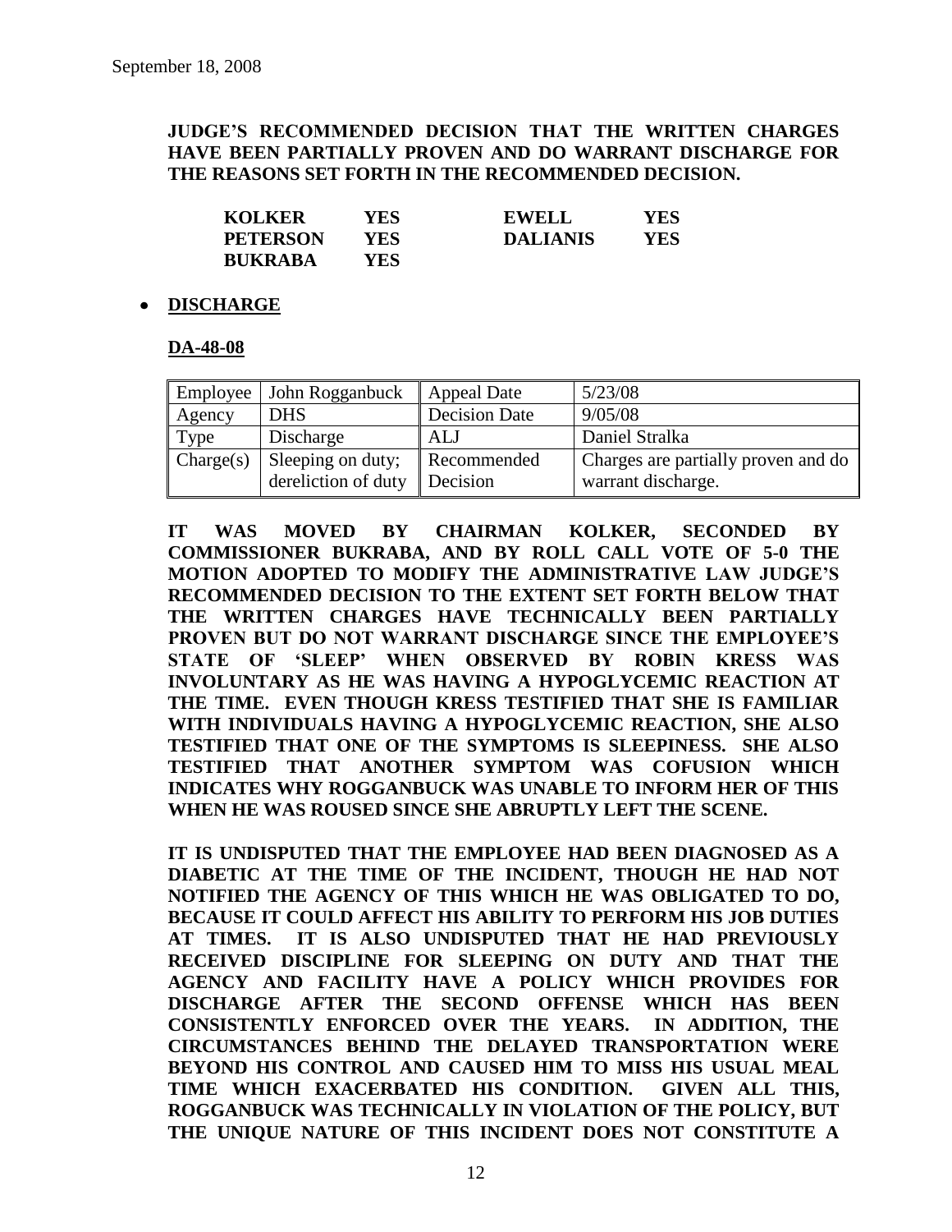September 18, 2008

**JUDGE'S RECOMMENDED DECISION THAT THE WRITTEN CHARGES HAVE BEEN PARTIALLY PROVEN AND DO WARRANT DISCHARGE FOR THE REASONS SET FORTH IN THE RECOMMENDED DECISION.**

| | | | |
|---|---|---|---|
| **KOLKER** | **YES** | **EWELL** | **YES** |
| **PETERSON** | **YES** | **DALIANIS** | **YES** |
| **BUKRABA** | **YES** | | |

- **DISCHARGE**

**DA-48-08**

| | | | |
|---|---|---|---|
| Employee | John Rogganbuck | Appeal Date | 5/23/08 |
| Agency | DHS | Decision Date | 9/05/08 |
| Type | Discharge | ALJ | Daniel Stralka |
| Charge(s) | Sleeping on duty; dereliction of duty | Recommended Decision | Charges are partially proven and do warrant discharge. |

**IT WAS MOVED BY CHAIRMAN KOLKER, SECONDED BY COMMISSIONER BUKRABA, AND BY ROLL CALL VOTE OF 5-0 THE MOTION ADOPTED TO MODIFY THE ADMINISTRATIVE LAW JUDGE'S RECOMMENDED DECISION TO THE EXTENT SET FORTH BELOW THAT THE WRITTEN CHARGES HAVE TECHNICALLY BEEN PARTIALLY PROVEN BUT DO NOT WARRANT DISCHARGE SINCE THE EMPLOYEE'S STATE OF 'SLEEP' WHEN OBSERVED BY ROBIN KRESS WAS INVOLUNTARY AS HE WAS HAVING A HYPOGLYCEMIC REACTION AT THE TIME. EVEN THOUGH KRESS TESTIFIED THAT SHE IS FAMILIAR WITH INDIVIDUALS HAVING A HYPOGLYCEMIC REACTION, SHE ALSO TESTIFIED THAT ONE OF THE SYMPTOMS IS SLEEPINESS. SHE ALSO TESTIFIED THAT ANOTHER SYMPTOM WAS COFUSION WHICH INDICATES WHY ROGGANBUCK WAS UNABLE TO INFORM HER OF THIS WHEN HE WAS ROUSED SINCE SHE ABRUPTLY LEFT THE SCENE.**

**IT IS UNDISPUTED THAT THE EMPLOYEE HAD BEEN DIAGNOSED AS A DIABETIC AT THE TIME OF THE INCIDENT, THOUGH HE HAD NOT NOTIFIED THE AGENCY OF THIS WHICH HE WAS OBLIGATED TO DO, BECAUSE IT COULD AFFECT HIS ABILITY TO PERFORM HIS JOB DUTIES AT TIMES. IT IS ALSO UNDISPUTED THAT HE HAD PREVIOUSLY RECEIVED DISCIPLINE FOR SLEEPING ON DUTY AND THAT THE AGENCY AND FACILITY HAVE A POLICY WHICH PROVIDES FOR DISCHARGE AFTER THE SECOND OFFENSE WHICH HAS BEEN CONSISTENTLY ENFORCED OVER THE YEARS. IN ADDITION, THE CIRCUMSTANCES BEHIND THE DELAYED TRANSPORTATION WERE BEYOND HIS CONTROL AND CAUSED HIM TO MISS HIS USUAL MEAL TIME WHICH EXACERBATED HIS CONDITION. GIVEN ALL THIS, ROGGANBUCK WAS TECHNICALLY IN VIOLATION OF THE POLICY, BUT THE UNIQUE NATURE OF THIS INCIDENT DOES NOT CONSTITUTE A**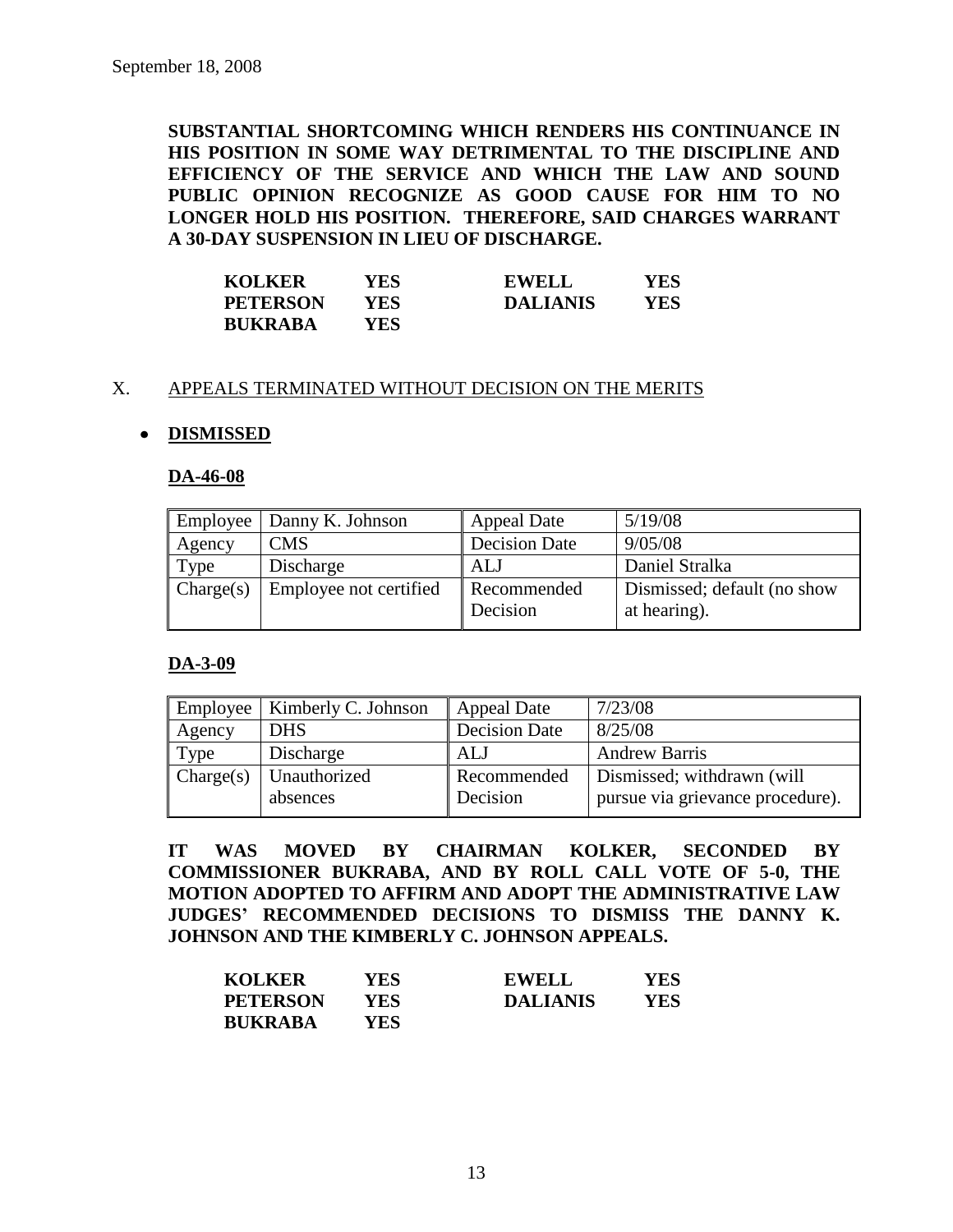**SUBSTANTIAL SHORTCOMING WHICH RENDERS HIS CONTINUANCE IN HIS POSITION IN SOME WAY DETRIMENTAL TO THE DISCIPLINE AND EFFICIENCY OF THE SERVICE AND WHICH THE LAW AND SOUND PUBLIC OPINION RECOGNIZE AS GOOD CAUSE FOR HIM TO NO LONGER HOLD HIS POSITION. THEREFORE, SAID CHARGES WARRANT A 30-DAY SUSPENSION IN LIEU OF DISCHARGE.**

| | | | |
|---|---|---|---|
| **KOLKER** | **YES** | **EWELL** | **YES** |
| **PETERSON** | **YES** | **DALIANIS** | **YES** |
| **BUKRABA** | **YES** | | |

## X. APPEALS TERMINATED WITHOUT DECISION ON THE MERITS

- **DISMISSED**

**DA-46-08**

| Employee | Danny K. Johnson | Appeal Date | 5/19/08 |
|---|---|---|---|
| Agency | CMS | Decision Date | 9/05/08 |
| Type | Discharge | ALJ | Daniel Stralka |
| Charge(s) | Employee not certified | Recommended Decision | Dismissed; default (no show at hearing). |

**DA-3-09**

| Employee | Kimberly C. Johnson | Appeal Date | 7/23/08 |
|---|---|---|---|
| Agency | DHS | Decision Date | 8/25/08 |
| Type | Discharge | ALJ | Andrew Barris |
| Charge(s) | Unauthorized absences | Recommended Decision | Dismissed; withdrawn (will pursue via grievance procedure). |

**IT WAS MOVED BY CHAIRMAN KOLKER, SECONDED BY COMMISSIONER BUKRABA, AND BY ROLL CALL VOTE OF 5-0, THE MOTION ADOPTED TO AFFIRM AND ADOPT THE ADMINISTRATIVE LAW JUDGES' RECOMMENDED DECISIONS TO DISMISS THE DANNY K. JOHNSON AND THE KIMBERLY C. JOHNSON APPEALS.**

| | | | |
|---|---|---|---|
| **KOLKER** | **YES** | **EWELL** | **YES** |
| **PETERSON** | **YES** | **DALIANIS** | **YES** |
| **BUKRABA** | **YES** | | |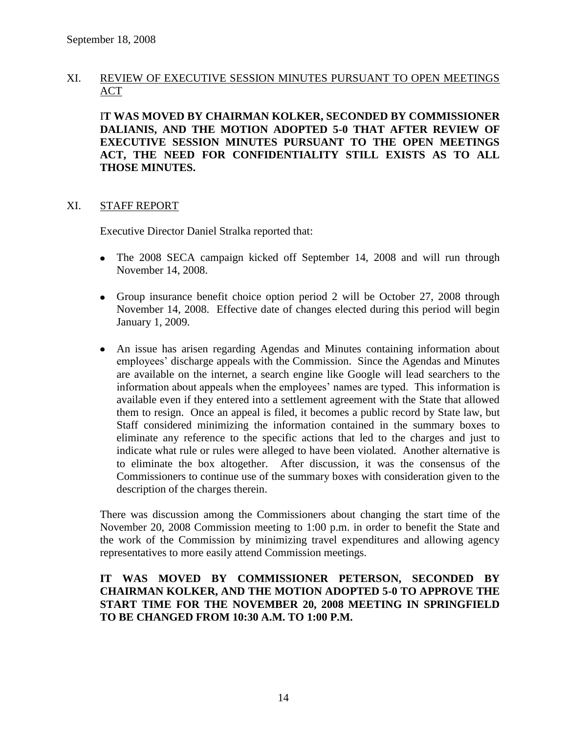September 18, 2008

## XI. REVIEW OF EXECUTIVE SESSION MINUTES PURSUANT TO OPEN MEETINGS ACT

**IT WAS MOVED BY CHAIRMAN KOLKER, SECONDED BY COMMISSIONER DALIANIS, AND THE MOTION ADOPTED 5-0 THAT AFTER REVIEW OF EXECUTIVE SESSION MINUTES PURSUANT TO THE OPEN MEETINGS ACT, THE NEED FOR CONFIDENTIALITY STILL EXISTS AS TO ALL THOSE MINUTES.**

## XI. STAFF REPORT

Executive Director Daniel Stralka reported that:

- The 2008 SECA campaign kicked off September 14, 2008 and will run through November 14, 2008.
- Group insurance benefit choice option period 2 will be October 27, 2008 through November 14, 2008. Effective date of changes elected during this period will begin January 1, 2009.
- An issue has arisen regarding Agendas and Minutes containing information about employees' discharge appeals with the Commission. Since the Agendas and Minutes are available on the internet, a search engine like Google will lead searchers to the information about appeals when the employees' names are typed. This information is available even if they entered into a settlement agreement with the State that allowed them to resign. Once an appeal is filed, it becomes a public record by State law, but Staff considered minimizing the information contained in the summary boxes to eliminate any reference to the specific actions that led to the charges and just to indicate what rule or rules were alleged to have been violated. Another alternative is to eliminate the box altogether. After discussion, it was the consensus of the Commissioners to continue use of the summary boxes with consideration given to the description of the charges therein.

There was discussion among the Commissioners about changing the start time of the November 20, 2008 Commission meeting to 1:00 p.m. in order to benefit the State and the work of the Commission by minimizing travel expenditures and allowing agency representatives to more easily attend Commission meetings.

**IT WAS MOVED BY COMMISSIONER PETERSON, SECONDED BY CHAIRMAN KOLKER, AND THE MOTION ADOPTED 5-0 TO APPROVE THE START TIME FOR THE NOVEMBER 20, 2008 MEETING IN SPRINGFIELD TO BE CHANGED FROM 10:30 A.M. TO 1:00 P.M.**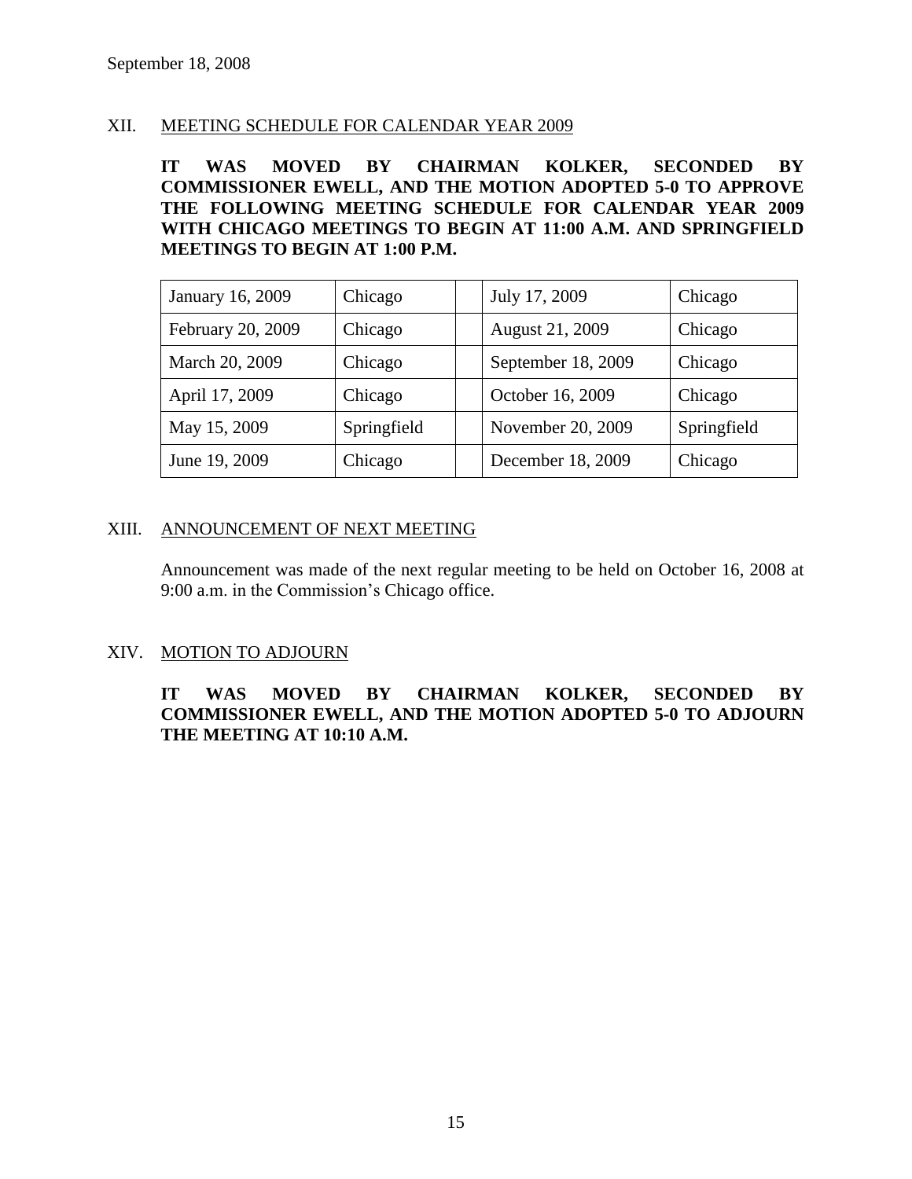September 18, 2008

## XII. MEETING SCHEDULE FOR CALENDAR YEAR 2009

**IT WAS MOVED BY CHAIRMAN KOLKER, SECONDED BY COMMISSIONER EWELL, AND THE MOTION ADOPTED 5-0 TO APPROVE THE FOLLOWING MEETING SCHEDULE FOR CALENDAR YEAR 2009 WITH CHICAGO MEETINGS TO BEGIN AT 11:00 A.M. AND SPRINGFIELD MEETINGS TO BEGIN AT 1:00 P.M.**

| | | | | |
|---|---|---|---|---|
| January 16, 2009 | Chicago | | July 17, 2009 | Chicago |
| February 20, 2009 | Chicago | | August 21, 2009 | Chicago |
| March 20, 2009 | Chicago | | September 18, 2009 | Chicago |
| April 17, 2009 | Chicago | | October 16, 2009 | Chicago |
| May 15, 2009 | Springfield | | November 20, 2009 | Springfield |
| June 19, 2009 | Chicago | | December 18, 2009 | Chicago |

## XIII. ANNOUNCEMENT OF NEXT MEETING

Announcement was made of the next regular meeting to be held on October 16, 2008 at 9:00 a.m. in the Commission's Chicago office.

## XIV. MOTION TO ADJOURN

**IT WAS MOVED BY CHAIRMAN KOLKER, SECONDED BY COMMISSIONER EWELL, AND THE MOTION ADOPTED 5-0 TO ADJOURN THE MEETING AT 10:10 A.M.**